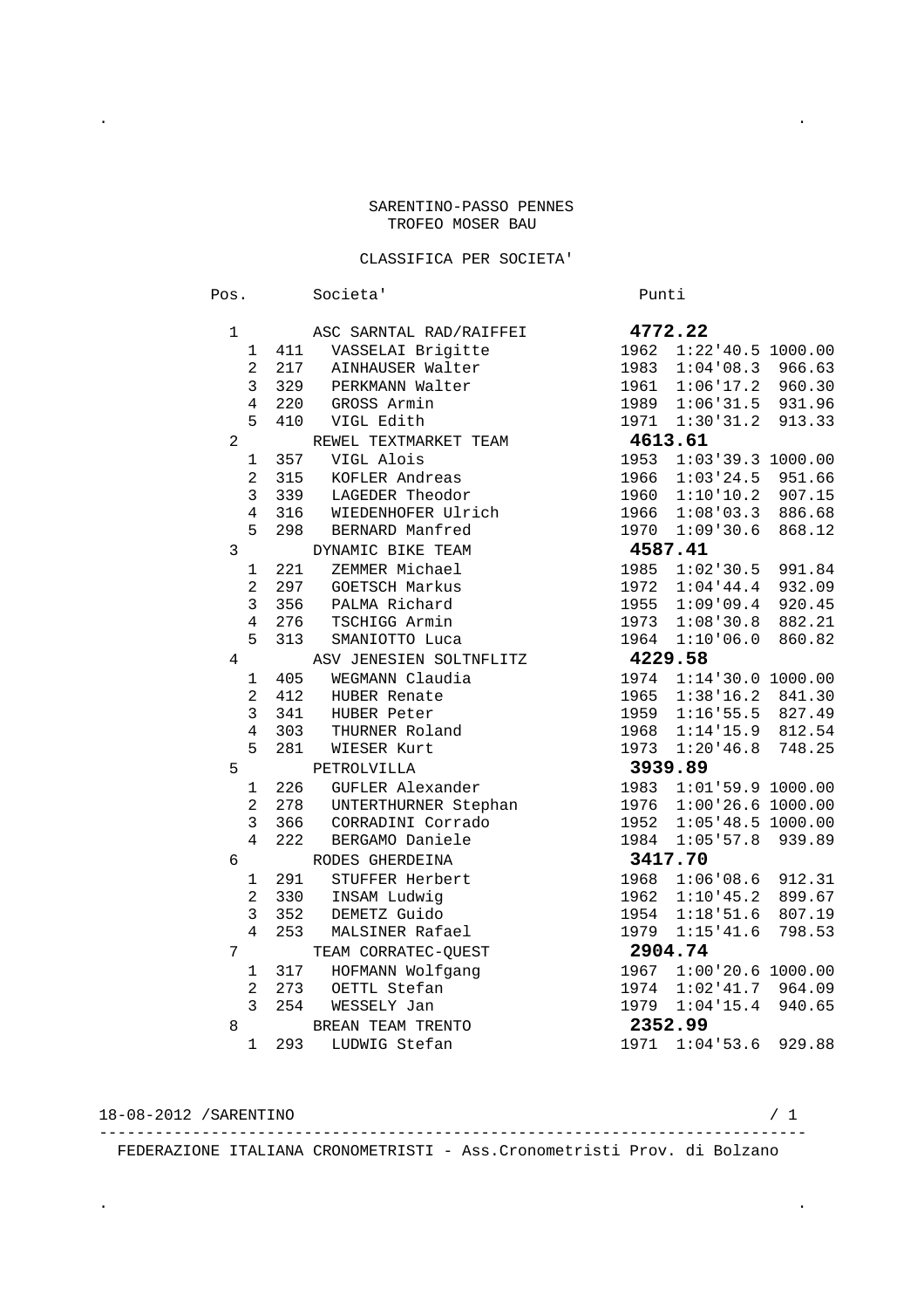# SARENTINO-PASSO PENNES

## TROFEO MOSER BAU

### CLASSIFICA PER SOCIETA'

| Pos. | | | Societa' | | | Punti |
|---|---|---|---|---|---|---|
| 1 | | | ASC SARNTAL RAD/RAIFFEI | | | **4772.22** |
| | 1 | 411 | VASSELAI Brigitte | 1962 | 1:22'40.5 | 1000.00 |
| | 2 | 217 | AINHAUSER Walter | 1983 | 1:04'08.3 | 966.63 |
| | 3 | 329 | PERKMANN Walter | 1961 | 1:06'17.2 | 960.30 |
| | 4 | 220 | GROSS Armin | 1989 | 1:06'31.5 | 931.96 |
| | 5 | 410 | VIGL Edith | 1971 | 1:30'31.2 | 913.33 |
| 2 | | | REWEL TEXTMARKET TEAM | | | **4613.61** |
| | 1 | 357 | VIGL Alois | 1953 | 1:03'39.3 | 1000.00 |
| | 2 | 315 | KOFLER Andreas | 1966 | 1:03'24.5 | 951.66 |
| | 3 | 339 | LAGEDER Theodor | 1960 | 1:10'10.2 | 907.15 |
| | 4 | 316 | WIEDENHOFER Ulrich | 1966 | 1:08'03.3 | 886.68 |
| | 5 | 298 | BERNARD Manfred | 1970 | 1:09'30.6 | 868.12 |
| 3 | | | DYNAMIC BIKE TEAM | | | **4587.41** |
| | 1 | 221 | ZEMMER Michael | 1985 | 1:02'30.5 | 991.84 |
| | 2 | 297 | GOETSCH Markus | 1972 | 1:04'44.4 | 932.09 |
| | 3 | 356 | PALMA Richard | 1955 | 1:09'09.4 | 920.45 |
| | 4 | 276 | TSCHIGG Armin | 1973 | 1:08'30.8 | 882.21 |
| | 5 | 313 | SMANIOTTO Luca | 1964 | 1:10'06.0 | 860.82 |
| 4 | | | ASV JENESIEN SOLTNFLITZ | | | **4229.58** |
| | 1 | 405 | WEGMANN Claudia | 1974 | 1:14'30.0 | 1000.00 |
| | 2 | 412 | HUBER Renate | 1965 | 1:38'16.2 | 841.30 |
| | 3 | 341 | HUBER Peter | 1959 | 1:16'55.5 | 827.49 |
| | 4 | 303 | THURNER Roland | 1968 | 1:14'15.9 | 812.54 |
| | 5 | 281 | WIESER Kurt | 1973 | 1:20'46.8 | 748.25 |
| 5 | | | PETROLVILLA | | | **3939.89** |
| | 1 | 226 | GUFLER Alexander | 1983 | 1:01'59.9 | 1000.00 |
| | 2 | 278 | UNTERTHURNER Stephan | 1976 | 1:00'26.6 | 1000.00 |
| | 3 | 366 | CORRADINI Corrado | 1952 | 1:05'48.5 | 1000.00 |
| | 4 | 222 | BERGAMO Daniele | 1984 | 1:05'57.8 | 939.89 |
| 6 | | | RODES GHERDEINA | | | **3417.70** |
| | 1 | 291 | STUFFER Herbert | 1968 | 1:06'08.6 | 912.31 |
| | 2 | 330 | INSAM Ludwig | 1962 | 1:10'45.2 | 899.67 |
| | 3 | 352 | DEMETZ Guido | 1954 | 1:18'51.6 | 807.19 |
| | 4 | 253 | MALSINER Rafael | 1979 | 1:15'41.6 | 798.53 |
| 7 | | | TEAM CORRATEC-QUEST | | | **2904.74** |
| | 1 | 317 | HOFMANN Wolfgang | 1967 | 1:00'20.6 | 1000.00 |
| | 2 | 273 | OETTL Stefan | 1974 | 1:02'41.7 | 964.09 |
| | 3 | 254 | WESSELY Jan | 1979 | 1:04'15.4 | 940.65 |
| 8 | | | BREAN TEAM TRENTO | | | **2352.99** |
| | 1 | 293 | LUDWIG Stefan | 1971 | 1:04'53.6 | 929.88 |

18-08-2012 /SARENTINO

FEDERAZIONE ITALIANA CRONOMETRISTI - Ass.Cronometristi Prov. di Bolzano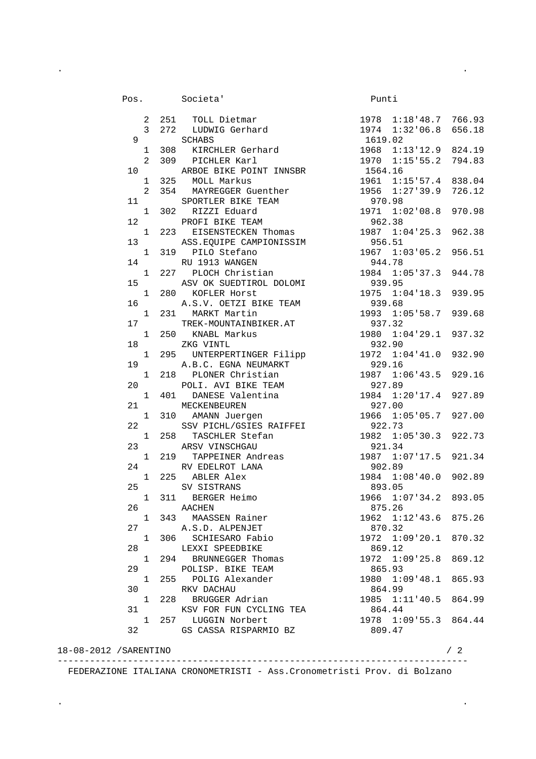| Pos. | | Societa' | | | Punti |
|---|---|---|---|---|---|
| 2 | 251 | TOLL Dietmar | 1978 | 1:18'48.7 | 766.93 |
| 3 | 272 | LUDWIG Gerhard | 1974 | 1:32'06.8 | 656.18 |
| 9 | | SCHABS | 1619.02 | | |
| 1 | 308 | KIRCHLER Gerhard | 1968 | 1:13'12.9 | 824.19 |
| 2 | 309 | PICHLER Karl | 1970 | 1:15'55.2 | 794.83 |
| 10 | | ARBOE BIKE POINT INNSBR | 1564.16 | | |
| 1 | 325 | MOLL Markus | 1961 | 1:15'57.4 | 838.04 |
| 2 | 354 | MAYREGGER Guenther | 1956 | 1:27'39.9 | 726.12 |
| 11 | | SPORTLER BIKE TEAM | 970.98 | | |
| 1 | 302 | RIZZI Eduard | 1971 | 1:02'08.8 | 970.98 |
| 12 | | PROFI BIKE TEAM | 962.38 | | |
| 1 | 223 | EISENSTECKEN Thomas | 1987 | 1:04'25.3 | 962.38 |
| 13 | | ASS.EQUIPE CAMPIONISSIM | 956.51 | | |
| 1 | 319 | PILO Stefano | 1967 | 1:03'05.2 | 956.51 |
| 14 | | RU 1913 WANGEN | 944.78 | | |
| 1 | 227 | PLOCH Christian | 1984 | 1:05'37.3 | 944.78 |
| 15 | | ASV OK SUEDTIROL DOLOMI | 939.95 | | |
| 1 | 280 | KOFLER Horst | 1975 | 1:04'18.3 | 939.95 |
| 16 | | A.S.V. OETZI BIKE TEAM | 939.68 | | |
| 1 | 231 | MARKT Martin | 1993 | 1:05'58.7 | 939.68 |
| 17 | | TREK-MOUNTAINBIKER.AT | 937.32 | | |
| 1 | 250 | KNABL Markus | 1980 | 1:04'29.1 | 937.32 |
| 18 | | ZKG VINTL | 932.90 | | |
| 1 | 295 | UNTERPERTINGER Filipp | 1972 | 1:04'41.0 | 932.90 |
| 19 | | A.B.C. EGNA NEUMARKT | 929.16 | | |
| 1 | 218 | PLONER Christian | 1987 | 1:06'43.5 | 929.16 |
| 20 | | POLI. AVI BIKE TEAM | 927.89 | | |
| 1 | 401 | DANESE Valentina | 1984 | 1:20'17.4 | 927.89 |
| 21 | | MECKENBEUREN | 927.00 | | |
| 1 | 310 | AMANN Juergen | 1966 | 1:05'05.7 | 927.00 |
| 22 | | SSV PICHL/GSIES RAIFFEI | 922.73 | | |
| 1 | 258 | TASCHLER Stefan | 1982 | 1:05'30.3 | 922.73 |
| 23 | | ARSV VINSCHGAU | 921.34 | | |
| 1 | 219 | TAPPEINER Andreas | 1987 | 1:07'17.5 | 921.34 |
| 24 | | RV EDELROT LANA | 902.89 | | |
| 1 | 225 | ABLER Alex | 1984 | 1:08'40.0 | 902.89 |
| 25 | | SV SISTRANS | 893.05 | | |
| 1 | 311 | BERGER Heimo | 1966 | 1:07'34.2 | 893.05 |
| 26 | | AACHEN | 875.26 | | |
| 1 | 343 | MAASSEN Rainer | 1962 | 1:12'43.6 | 875.26 |
| 27 | | A.S.D. ALPENJET | 870.32 | | |
| 1 | 306 | SCHIESARO Fabio | 1972 | 1:09'20.1 | 870.32 |
| 28 | | LEXXI SPEEDBIKE | 869.12 | | |
| 1 | 294 | BRUNNEGGER Thomas | 1972 | 1:09'25.8 | 869.12 |
| 29 | | POLISP. BIKE TEAM | 865.93 | | |
| 1 | 255 | POLIG Alexander | 1980 | 1:09'48.1 | 865.93 |
| 30 | | RKV DACHAU | 864.99 | | |
| 1 | 228 | BRUGGER Adrian | 1985 | 1:11'40.5 | 864.99 |
| 31 | | KSV FOR FUN CYCLING TEA | 864.44 | | |
| 1 | 257 | LUGGIN Norbert | 1978 | 1:09'55.3 | 864.44 |
| 32 | | GS CASSA RISPARMIO BZ | 809.47 | | |

18-08-2012 /SARENTINO

FEDERAZIONE ITALIANA CRONOMETRISTI - Ass.Cronometristi Prov. di Bolzano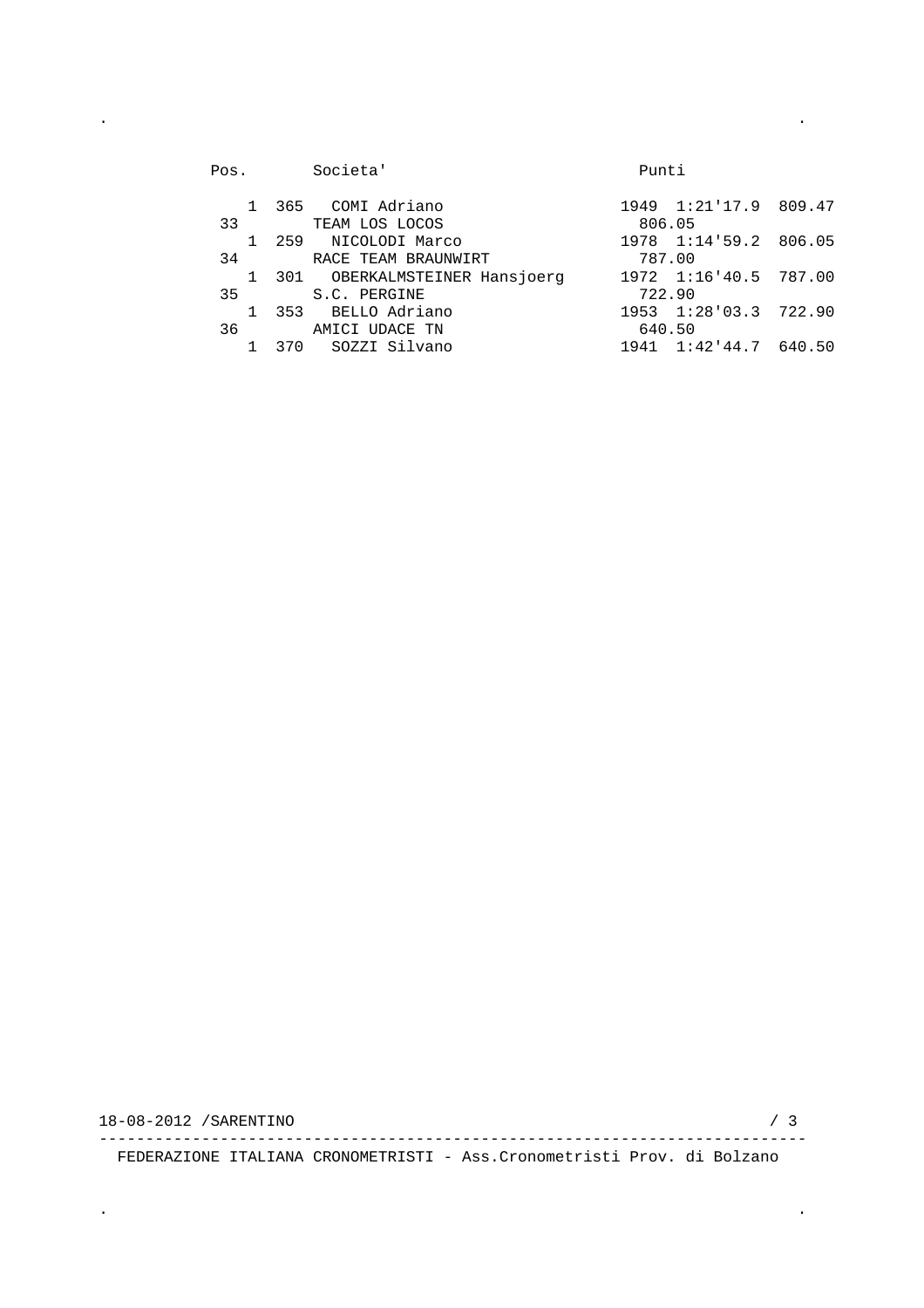| Pos. | | Societa' | Punti | | |
|---|---|---|---|---|---|
| 1 | 365 | COMI Adriano | 1949 | 1:21'17.9 | 809.47 |
| 33 | | TEAM LOS LOCOS | 806.05 | | |
| 1 | 259 | NICOLODI Marco | 1978 | 1:14'59.2 | 806.05 |
| 34 | | RACE TEAM BRAUNWIRT | 787.00 | | |
| 1 | 301 | OBERKALMSTEINER Hansjoerg | 1972 | 1:16'40.5 | 787.00 |
| 35 | | S.C. PERGINE | 722.90 | | |
| 1 | 353 | BELLO Adriano | 1953 | 1:28'03.3 | 722.90 |
| 36 | | AMICI UDACE TN | 640.50 | | |
| 1 | 370 | SOZZI Silvano | 1941 | 1:42'44.7 | 640.50 |

18-08-2012 /SARENTINO

FEDERAZIONE ITALIANA CRONOMETRISTI - Ass.Cronometristi Prov. di Bolzano